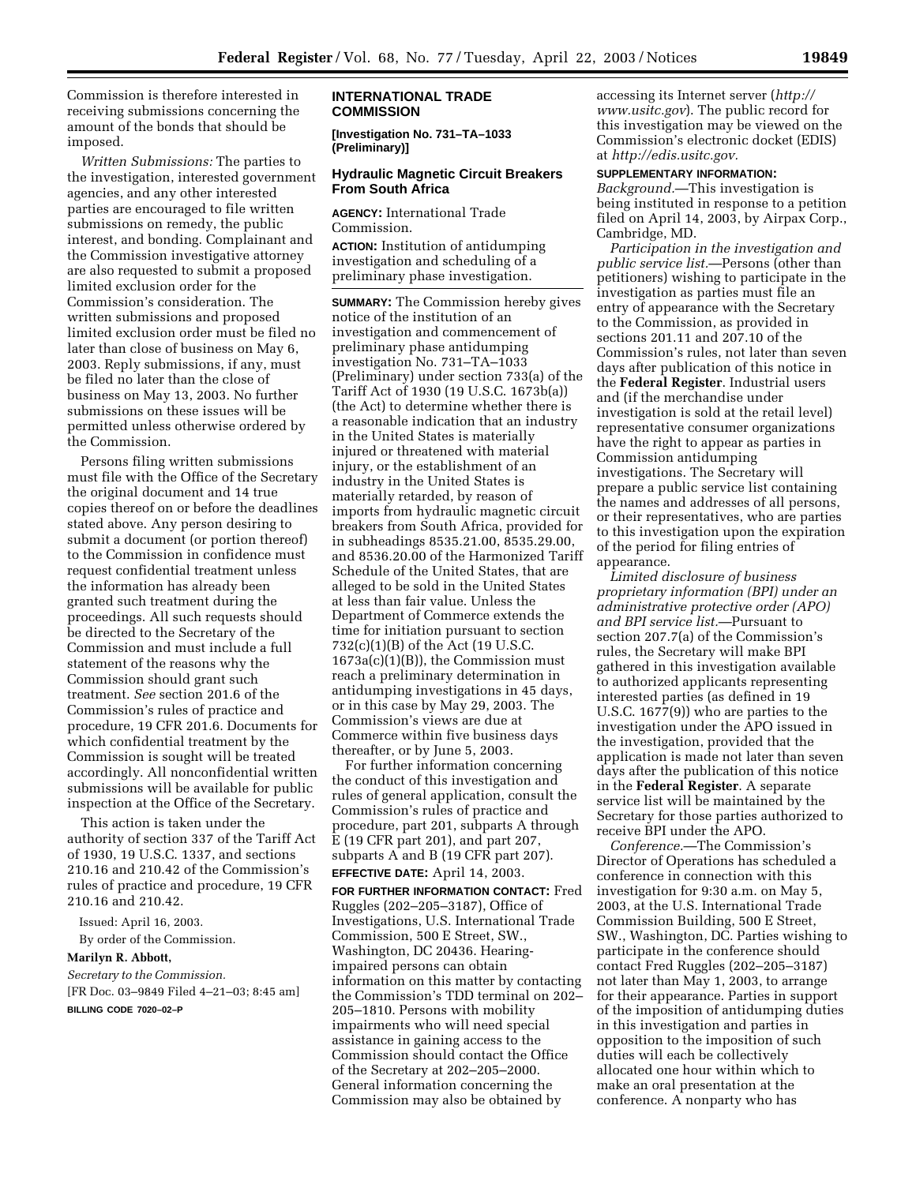Commission is therefore interested in receiving submissions concerning the amount of the bonds that should be imposed.

*Written Submissions:* The parties to the investigation, interested government agencies, and any other interested parties are encouraged to file written submissions on remedy, the public interest, and bonding. Complainant and the Commission investigative attorney are also requested to submit a proposed limited exclusion order for the Commission's consideration. The written submissions and proposed limited exclusion order must be filed no later than close of business on May 6, 2003. Reply submissions, if any, must be filed no later than the close of business on May 13, 2003. No further submissions on these issues will be permitted unless otherwise ordered by the Commission.

Persons filing written submissions must file with the Office of the Secretary the original document and 14 true copies thereof on or before the deadlines stated above. Any person desiring to submit a document (or portion thereof) to the Commission in confidence must request confidential treatment unless the information has already been granted such treatment during the proceedings. All such requests should be directed to the Secretary of the Commission and must include a full statement of the reasons why the Commission should grant such treatment. *See* section 201.6 of the Commission's rules of practice and procedure, 19 CFR 201.6. Documents for which confidential treatment by the Commission is sought will be treated accordingly. All nonconfidential written submissions will be available for public inspection at the Office of the Secretary.

This action is taken under the authority of section 337 of the Tariff Act of 1930, 19 U.S.C. 1337, and sections 210.16 and 210.42 of the Commission's rules of practice and procedure, 19 CFR 210.16 and 210.42.

Issued: April 16, 2003.

By order of the Commission.

**Marilyn R. Abbott,**

*Secretary to the Commission.*

[FR Doc. 03–9849 Filed 4–21–03; 8:45 am]

**BILLING CODE 7020–02–P**

## INTERNATIONAL TRADE COMMISSION

**[Investigation No. 731–TA–1033 (Preliminary)]**

### Hydraulic Magnetic Circuit Breakers From South Africa

**AGENCY:** International Trade Commission.

**ACTION:** Institution of antidumping investigation and scheduling of a preliminary phase investigation.

**SUMMARY:** The Commission hereby gives notice of the institution of an investigation and commencement of preliminary phase antidumping investigation No. 731–TA–1033 (Preliminary) under section 733(a) of the Tariff Act of 1930 (19 U.S.C. 1673b(a)) (the Act) to determine whether there is a reasonable indication that an industry in the United States is materially injured or threatened with material injury, or the establishment of an industry in the United States is materially retarded, by reason of imports from hydraulic magnetic circuit breakers from South Africa, provided for in subheadings 8535.21.00, 8535.29.00, and 8536.20.00 of the Harmonized Tariff Schedule of the United States, that are alleged to be sold in the United States at less than fair value. Unless the Department of Commerce extends the time for initiation pursuant to section 732(c)(1)(B) of the Act (19 U.S.C. 1673a(c)(1)(B)), the Commission must reach a preliminary determination in antidumping investigations in 45 days, or in this case by May 29, 2003. The Commission's views are due at Commerce within five business days thereafter, or by June 5, 2003.

For further information concerning the conduct of this investigation and rules of general application, consult the Commission's rules of practice and procedure, part 201, subparts A through E (19 CFR part 201), and part 207, subparts A and B (19 CFR part 207).

**EFFECTIVE DATE:** April 14, 2003.

**FOR FURTHER INFORMATION CONTACT:** Fred Ruggles (202–205–3187), Office of Investigations, U.S. International Trade Commission, 500 E Street, SW., Washington, DC 20436. Hearing-impaired persons can obtain information on this matter by contacting the Commission's TDD terminal on 202–205–1810. Persons with mobility impairments who will need special assistance in gaining access to the Commission should contact the Office of the Secretary at 202–205–2000. General information concerning the Commission may also be obtained by accessing its Internet server (*http://www.usitc.gov*). The public record for this investigation may be viewed on the Commission's electronic docket (EDIS) at *http://edis.usitc.gov.*

**SUPPLEMENTARY INFORMATION:**

*Background.*—This investigation is being instituted in response to a petition filed on April 14, 2003, by Airpax Corp., Cambridge, MD.

*Participation in the investigation and public service list.*—Persons (other than petitioners) wishing to participate in the investigation as parties must file an entry of appearance with the Secretary to the Commission, as provided in sections 201.11 and 207.10 of the Commission's rules, not later than seven days after publication of this notice in the **Federal Register**. Industrial users and (if the merchandise under investigation is sold at the retail level) representative consumer organizations have the right to appear as parties in Commission antidumping investigations. The Secretary will prepare a public service list containing the names and addresses of all persons, or their representatives, who are parties to this investigation upon the expiration of the period for filing entries of appearance.

*Limited disclosure of business proprietary information (BPI) under an administrative protective order (APO) and BPI service list.*—Pursuant to section 207.7(a) of the Commission's rules, the Secretary will make BPI gathered in this investigation available to authorized applicants representing interested parties (as defined in 19 U.S.C. 1677(9)) who are parties to the investigation under the APO issued in the investigation, provided that the application is made not later than seven days after the publication of this notice in the **Federal Register**. A separate service list will be maintained by the Secretary for those parties authorized to receive BPI under the APO.

*Conference.*—The Commission's Director of Operations has scheduled a conference in connection with this investigation for 9:30 a.m. on May 5, 2003, at the U.S. International Trade Commission Building, 500 E Street, SW., Washington, DC. Parties wishing to participate in the conference should contact Fred Ruggles (202–205–3187) not later than May 1, 2003, to arrange for their appearance. Parties in support of the imposition of antidumping duties in this investigation and parties in opposition to the imposition of such duties will each be collectively allocated one hour within which to make an oral presentation at the conference. A nonparty who has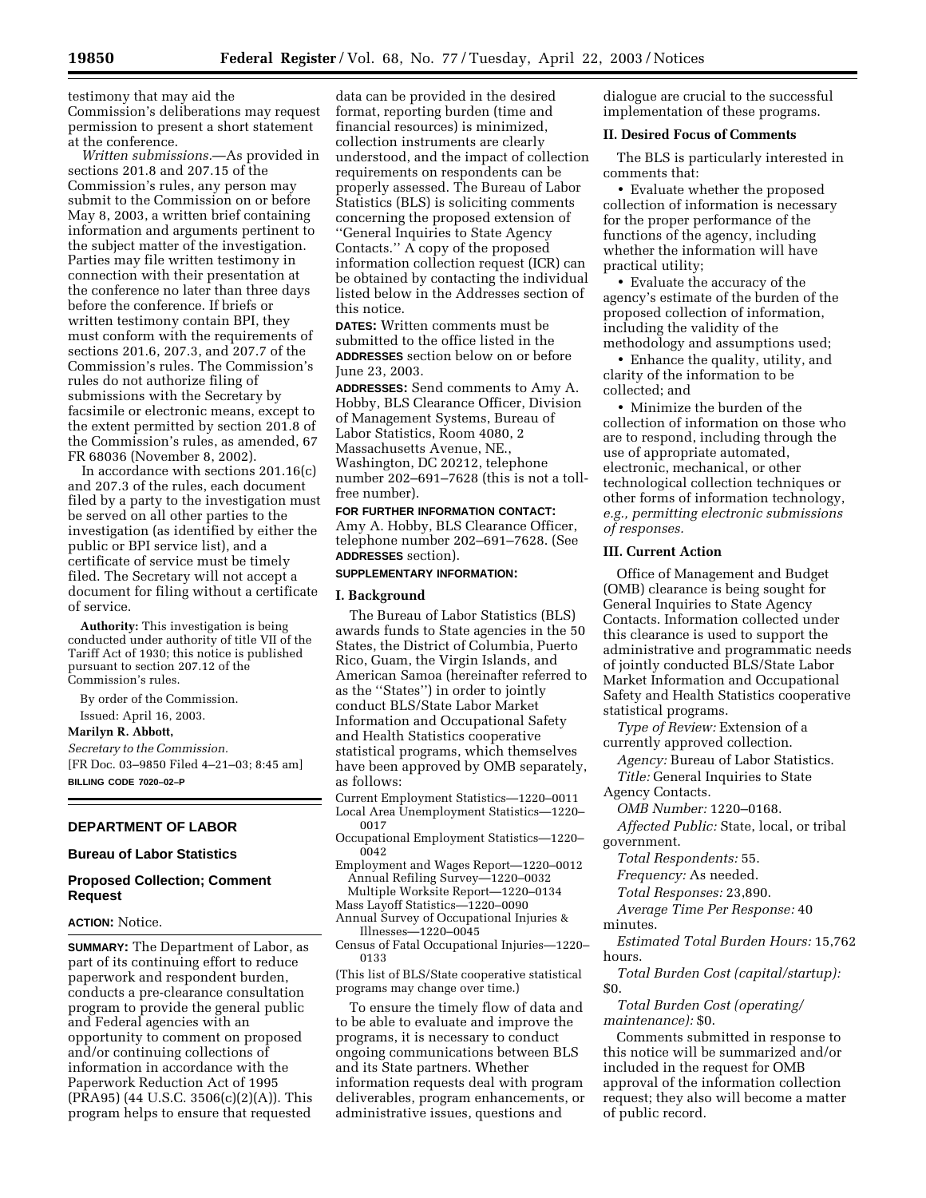testimony that may aid the Commission's deliberations may request permission to present a short statement at the conference.

*Written submissions.*—As provided in sections 201.8 and 207.15 of the Commission's rules, any person may submit to the Commission on or before May 8, 2003, a written brief containing information and arguments pertinent to the subject matter of the investigation. Parties may file written testimony in connection with their presentation at the conference no later than three days before the conference. If briefs or written testimony contain BPI, they must conform with the requirements of sections 201.6, 207.3, and 207.7 of the Commission's rules. The Commission's rules do not authorize filing of submissions with the Secretary by facsimile or electronic means, except to the extent permitted by section 201.8 of the Commission's rules, as amended, 67 FR 68036 (November 8, 2002).

In accordance with sections 201.16(c) and 207.3 of the rules, each document filed by a party to the investigation must be served on all other parties to the investigation (as identified by either the public or BPI service list), and a certificate of service must be timely filed. The Secretary will not accept a document for filing without a certificate of service.

**Authority:** This investigation is being conducted under authority of title VII of the Tariff Act of 1930; this notice is published pursuant to section 207.12 of the Commission's rules.

By order of the Commission.

Issued: April 16, 2003.

**Marilyn R. Abbott,**

*Secretary to the Commission.*

[FR Doc. 03–9850 Filed 4–21–03; 8:45 am]

**BILLING CODE 7020–02–P**

## DEPARTMENT OF LABOR

### Bureau of Labor Statistics

### Proposed Collection; Comment Request

**ACTION:** Notice.

**SUMMARY:** The Department of Labor, as part of its continuing effort to reduce paperwork and respondent burden, conducts a pre-clearance consultation program to provide the general public and Federal agencies with an opportunity to comment on proposed and/or continuing collections of information in accordance with the Paperwork Reduction Act of 1995 (PRA95) (44 U.S.C. 3506(c)(2)(A)). This program helps to ensure that requested data can be provided in the desired format, reporting burden (time and financial resources) is minimized, collection instruments are clearly understood, and the impact of collection requirements on respondents can be properly assessed. The Bureau of Labor Statistics (BLS) is soliciting comments concerning the proposed extension of "General Inquiries to State Agency Contacts." A copy of the proposed information collection request (ICR) can be obtained by contacting the individual listed below in the Addresses section of this notice.

**DATES:** Written comments must be submitted to the office listed in the **ADDRESSES** section below on or before June 23, 2003.

**ADDRESSES:** Send comments to Amy A. Hobby, BLS Clearance Officer, Division of Management Systems, Bureau of Labor Statistics, Room 4080, 2 Massachusetts Avenue, NE., Washington, DC 20212, telephone number 202–691–7628 (this is not a toll-free number).

**FOR FURTHER INFORMATION CONTACT:** Amy A. Hobby, BLS Clearance Officer, telephone number 202–691–7628. (See **ADDRESSES** section).

**SUPPLEMENTARY INFORMATION:**

**I. Background**

The Bureau of Labor Statistics (BLS) awards funds to State agencies in the 50 States, the District of Columbia, Puerto Rico, Guam, the Virgin Islands, and American Samoa (hereinafter referred to as the "States") in order to jointly conduct BLS/State Labor Market Information and Occupational Safety and Health Statistics cooperative statistical programs, which themselves have been approved by OMB separately, as follows:

Current Employment Statistics—1220–0011
Local Area Unemployment Statistics—1220–0017
Occupational Employment Statistics—1220–0042
Employment and Wages Report—1220–0012
  Annual Refiling Survey—1220–0032
  Multiple Worksite Report—1220–0134
Mass Layoff Statistics—1220–0090
Annual Survey of Occupational Injuries & Illnesses—1220–0045
Census of Fatal Occupational Injuries—1220–0133

(This list of BLS/State cooperative statistical programs may change over time.)

To ensure the timely flow of data and to be able to evaluate and improve the programs, it is necessary to conduct ongoing communications between BLS and its State partners. Whether information requests deal with program deliverables, program enhancements, or administrative issues, questions and dialogue are crucial to the successful implementation of these programs.

**II. Desired Focus of Comments**

The BLS is particularly interested in comments that:

- Evaluate whether the proposed collection of information is necessary for the proper performance of the functions of the agency, including whether the information will have practical utility;
- Evaluate the accuracy of the agency's estimate of the burden of the proposed collection of information, including the validity of the methodology and assumptions used;
- Enhance the quality, utility, and clarity of the information to be collected; and
- Minimize the burden of the collection of information on those who are to respond, including through the use of appropriate automated, electronic, mechanical, or other technological collection techniques or other forms of information technology, *e.g., permitting electronic submissions of responses.*

**III. Current Action**

Office of Management and Budget (OMB) clearance is being sought for General Inquiries to State Agency Contacts. Information collected under this clearance is used to support the administrative and programmatic needs of jointly conducted BLS/State Labor Market Information and Occupational Safety and Health Statistics cooperative statistical programs.

*Type of Review:* Extension of a currently approved collection.

*Agency:* Bureau of Labor Statistics.

*Title:* General Inquiries to State Agency Contacts.

*OMB Number:* 1220–0168.

*Affected Public:* State, local, or tribal government.

*Total Respondents:* 55.

*Frequency:* As needed.

*Total Responses:* 23,890.

*Average Time Per Response:* 40 minutes.

*Estimated Total Burden Hours:* 15,762 hours.

*Total Burden Cost (capital/startup):* $0.

*Total Burden Cost (operating/maintenance):* $0.

Comments submitted in response to this notice will be summarized and/or included in the request for OMB approval of the information collection request; they also will become a matter of public record.